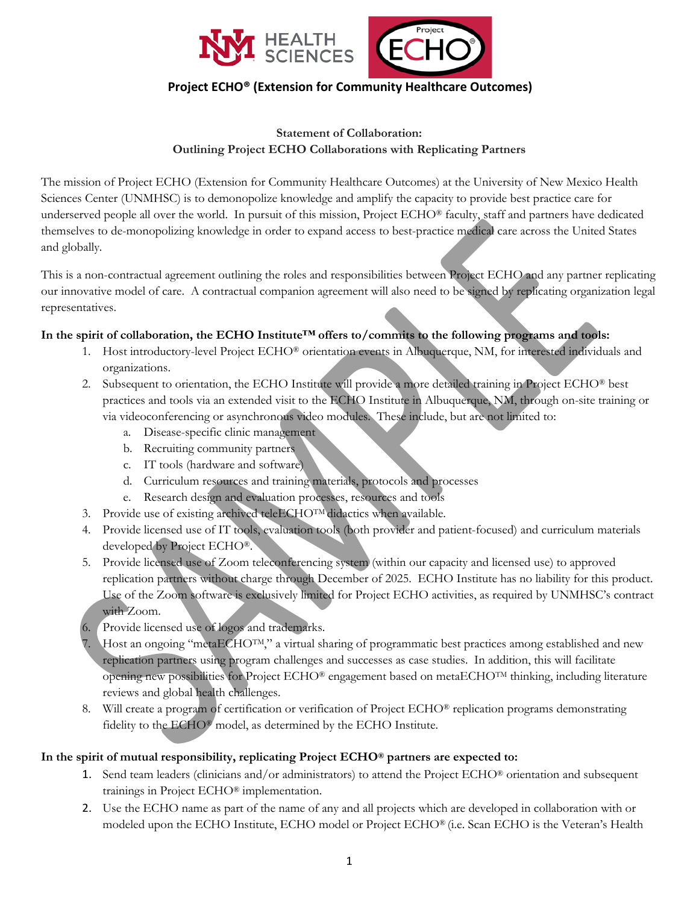**Project ECHO® (Extension for Community Healthcare Outcomes)**

**Statement of Collaboration:**
**Outlining Project ECHO Collaborations with Replicating Partners**

The mission of Project ECHO (Extension for Community Healthcare Outcomes) at the University of New Mexico Health Sciences Center (UNMHSC) is to demonopolize knowledge and amplify the capacity to provide best practice care for underserved people all over the world. In pursuit of this mission, Project ECHO® faculty, staff and partners have dedicated themselves to de-monopolizing knowledge in order to expand access to best-practice medical care across the United States and globally.

This is a non-contractual agreement outlining the roles and responsibilities between Project ECHO and any partner replicating our innovative model of care. A contractual companion agreement will also need to be signed by replicating organization legal representatives.

**In the spirit of collaboration, the ECHO Institute™ offers to/commits to the following programs and tools:**

1. Host introductory-level Project ECHO® orientation events in Albuquerque, NM, for interested individuals and organizations.
2. Subsequent to orientation, the ECHO Institute will provide a more detailed training in Project ECHO® best practices and tools via an extended visit to the ECHO Institute in Albuquerque, NM, through on-site training or via videoconferencing or asynchronous video modules. These include, but are not limited to:
   a. Disease-specific clinic management
   b. Recruiting community partners
   c. IT tools (hardware and software)
   d. Curriculum resources and training materials, protocols and processes
   e. Research design and evaluation processes, resources and tools
3. Provide use of existing archived teleECHO™ didactics when available.
4. Provide licensed use of IT tools, evaluation tools (both provider and patient-focused) and curriculum materials developed by Project ECHO®.
5. Provide licensed use of Zoom teleconferencing system (within our capacity and licensed use) to approved replication partners without charge through December of 2025. ECHO Institute has no liability for this product. Use of the Zoom software is exclusively limited for Project ECHO activities, as required by UNMHSC's contract with Zoom.
6. Provide licensed use of logos and trademarks.
7. Host an ongoing "metaECHO™," a virtual sharing of programmatic best practices among established and new replication partners using program challenges and successes as case studies. In addition, this will facilitate opening new possibilities for Project ECHO® engagement based on metaECHO™ thinking, including literature reviews and global health challenges.
8. Will create a program of certification or verification of Project ECHO® replication programs demonstrating fidelity to the ECHO® model, as determined by the ECHO Institute.

**In the spirit of mutual responsibility, replicating Project ECHO® partners are expected to:**

1. Send team leaders (clinicians and/or administrators) to attend the Project ECHO® orientation and subsequent trainings in Project ECHO® implementation.
2. Use the ECHO name as part of the name of any and all projects which are developed in collaboration with or modeled upon the ECHO Institute, ECHO model or Project ECHO® (i.e. Scan ECHO is the Veteran's Health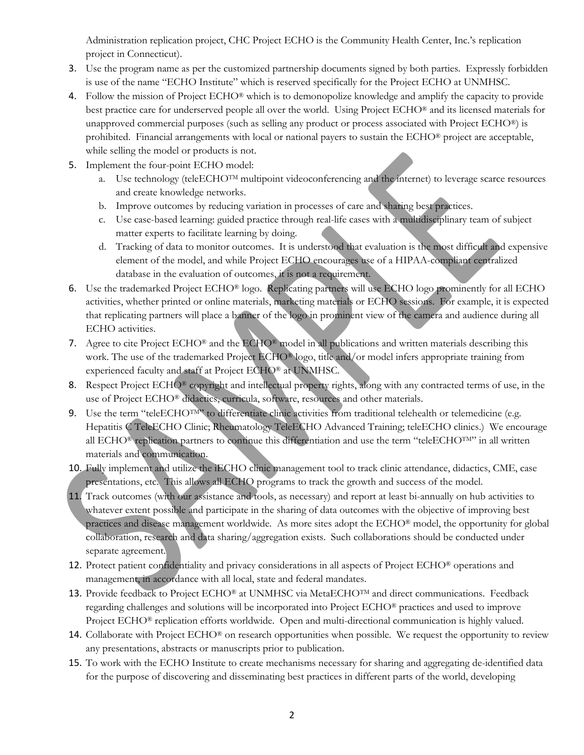Administration replication project, CHC Project ECHO is the Community Health Center, Inc.'s replication project in Connecticut).

3. Use the program name as per the customized partnership documents signed by both parties. Expressly forbidden is use of the name "ECHO Institute" which is reserved specifically for the Project ECHO at UNMHSC.
4. Follow the mission of Project ECHO® which is to demonopolize knowledge and amplify the capacity to provide best practice care for underserved people all over the world. Using Project ECHO® and its licensed materials for unapproved commercial purposes (such as selling any product or process associated with Project ECHO®) is prohibited. Financial arrangements with local or national payers to sustain the ECHO® project are acceptable, while selling the model or products is not.
5. Implement the four-point ECHO model:
   a. Use technology (teleECHO™ multipoint videoconferencing and the internet) to leverage scarce resources and create knowledge networks.
   b. Improve outcomes by reducing variation in processes of care and sharing best practices.
   c. Use case-based learning: guided practice through real-life cases with a multidisciplinary team of subject matter experts to facilitate learning by doing.
   d. Tracking of data to monitor outcomes. It is understood that evaluation is the most difficult and expensive element of the model, and while Project ECHO encourages use of a HIPAA-compliant centralized database in the evaluation of outcomes, it is not a requirement.
6. Use the trademarked Project ECHO® logo. Replicating partners will use ECHO logo prominently for all ECHO activities, whether printed or online materials, marketing materials or ECHO sessions. For example, it is expected that replicating partners will place a banner of the logo in prominent view of the camera and audience during all ECHO activities.
7. Agree to cite Project ECHO® and the ECHO® model in all publications and written materials describing this work. The use of the trademarked Project ECHO® logo, title and/or model infers appropriate training from experienced faculty and staff at Project ECHO® at UNMHSC.
8. Respect Project ECHO® copyright and intellectual property rights, along with any contracted terms of use, in the use of Project ECHO® didactics, curricula, software, resources and other materials.
9. Use the term "teleECHO™" to differentiate clinic activities from traditional telehealth or telemedicine (e.g. Hepatitis C TeleECHO Clinic; Rheumatology TeleECHO Advanced Training; teleECHO clinics.) We encourage all ECHO® replication partners to continue this differentiation and use the term "teleECHO™" in all written materials and communication.
10. Fully implement and utilize the iECHO clinic management tool to track clinic attendance, didactics, CME, case presentations, etc. This allows all ECHO programs to track the growth and success of the model.
11. Track outcomes (with our assistance and tools, as necessary) and report at least bi-annually on hub activities to whatever extent possible and participate in the sharing of data outcomes with the objective of improving best practices and disease management worldwide. As more sites adopt the ECHO® model, the opportunity for global collaboration, research and data sharing/aggregation exists. Such collaborations should be conducted under separate agreement.
12. Protect patient confidentiality and privacy considerations in all aspects of Project ECHO® operations and management, in accordance with all local, state and federal mandates.
13. Provide feedback to Project ECHO® at UNMHSC via MetaECHO™ and direct communications. Feedback regarding challenges and solutions will be incorporated into Project ECHO® practices and used to improve Project ECHO® replication efforts worldwide. Open and multi-directional communication is highly valued.
14. Collaborate with Project ECHO® on research opportunities when possible. We request the opportunity to review any presentations, abstracts or manuscripts prior to publication.
15. To work with the ECHO Institute to create mechanisms necessary for sharing and aggregating de-identified data for the purpose of discovering and disseminating best practices in different parts of the world, developing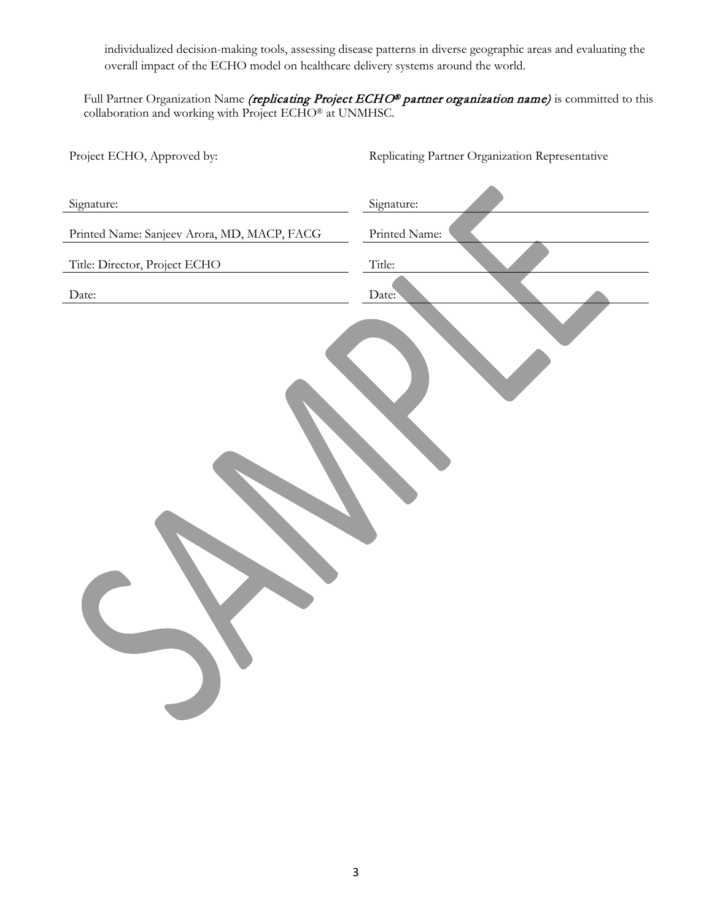individualized decision-making tools, assessing disease patterns in diverse geographic areas and evaluating the overall impact of the ECHO model on healthcare delivery systems around the world.

Full Partner Organization Name *(replicating Project ECHO® partner organization name)* is committed to this collaboration and working with Project ECHO® at UNMHSC.

| Project ECHO, Approved by: | Replicating Partner Organization Representative |
|---|---|
| Signature: | Signature: |
| Printed Name: Sanjeev Arora, MD, MACP, FACG | Printed Name: |
| Title: Director, Project ECHO | Title: |
| Date: | Date: |

SAMPLE